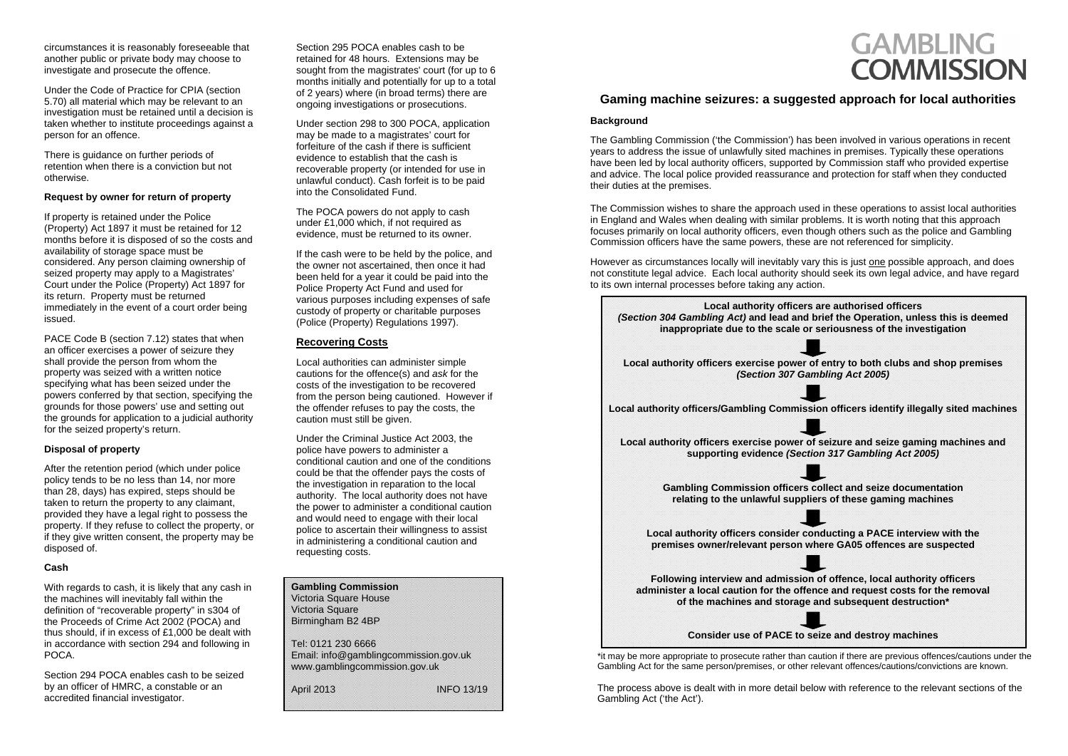circumstances it is reasonably foreseeable that another public or private body may choose to investigate and prosecute the offence.

Under the Code of Practice for CPIA (section 5.70) all material which may be relevant to an investigation must be retained until a decision is taken whether to institute proceedings against a person for an offence.

There is guidance on further periods of retention when there is a conviction but not otherwise.

**Request by owner for return of property**

If property is retained under the Police (Property) Act 1897 it must be retained for 12 months before it is disposed of so the costs and availability of storage space must be considered. Any person claiming ownership of seized property may apply to a Magistrates' Court under the Police (Property) Act 1897 for its return. Property must be returned immediately in the event of a court order being issued.

PACE Code B (section 7.12) states that when an officer exercises a power of seizure they shall provide the person from whom the property was seized with a written notice specifying what has been seized under the powers conferred by that section, specifying the grounds for those powers' use and setting out the grounds for application to a judicial authority for the seized property's return.

**Disposal of property**

After the retention period (which under police policy tends to be no less than 14, nor more than 28, days) has expired, steps should be taken to return the property to any claimant, provided they have a legal right to possess the property. If they refuse to collect the property, or if they give written consent, the property may be disposed of.

**Cash**

With regards to cash, it is likely that any cash in the machines will inevitably fall within the definition of "recoverable property" in s304 of the Proceeds of Crime Act 2002 (POCA) and thus should, if in excess of £1,000 be dealt with in accordance with section 294 and following in POCA.

Section 294 POCA enables cash to be seized by an officer of HMRC, a constable or an accredited financial investigator.

Section 295 POCA enables cash to be retained for 48 hours. Extensions may be sought from the magistrates' court (for up to 6 months initially and potentially for up to a total of 2 years) where (in broad terms) there are ongoing investigations or prosecutions.

Under section 298 to 300 POCA, application may be made to a magistrates' court for forfeiture of the cash if there is sufficient evidence to establish that the cash is recoverable property (or intended for use in unlawful conduct). Cash forfeit is to be paid into the Consolidated Fund.

The POCA powers do not apply to cash under £1,000 which, if not required as evidence, must be returned to its owner.

If the cash were to be held by the police, and the owner not ascertained, then once it had been held for a year it could be paid into the Police Property Act Fund and used for various purposes including expenses of safe custody of property or charitable purposes (Police (Property) Regulations 1997).

## Recovering Costs

Local authorities can administer simple cautions for the offence(s) and *ask* for the costs of the investigation to be recovered from the person being cautioned. However if the offender refuses to pay the costs, the caution must still be given.

Under the Criminal Justice Act 2003, the police have powers to administer a conditional caution and one of the conditions could be that the offender pays the costs of the investigation in reparation to the local authority. The local authority does not have the power to administer a conditional caution and would need to engage with their local police to ascertain their willingness to assist in administering a conditional caution and requesting costs.

**Gambling Commission**
Victoria Square House
Victoria Square
Birmingham B2 4BP

Tel: 0121 230 6666
Email: info@gamblingcommission.gov.uk
www.gamblingcommission.gov.uk

April 2013 INFO 13/19

GAMBLING COMMISSION

## Gaming machine seizures: a suggested approach for local authorities

**Background**

The Gambling Commission ('the Commission') has been involved in various operations in recent years to address the issue of unlawfully sited machines in premises. Typically these operations have been led by local authority officers, supported by Commission staff who provided expertise and advice. The local police provided reassurance and protection for staff when they conducted their duties at the premises.

The Commission wishes to share the approach used in these operations to assist local authorities in England and Wales when dealing with similar problems. It is worth noting that this approach focuses primarily on local authority officers, even though others such as the police and Gambling Commission officers have the same powers, these are not referenced for simplicity.

However as circumstances locally will inevitably vary this is just one possible approach, and does not constitute legal advice. Each local authority should seek its own legal advice, and have regard to its own internal processes before taking any action.

**Local authority officers are authorised officers *(Section 304 Gambling Act)* and lead and brief the Operation, unless this is deemed inappropriate due to the scale or seriousness of the investigation**

↓

**Local authority officers exercise power of entry to both clubs and shop premises *(Section 307 Gambling Act 2005)***

↓

**Local authority officers/Gambling Commission officers identify illegally sited machines**

↓

**Local authority officers exercise power of seizure and seize gaming machines and supporting evidence *(Section 317 Gambling Act 2005)***

↓

**Gambling Commission officers collect and seize documentation relating to the unlawful suppliers of these gaming machines**

↓

**Local authority officers consider conducting a PACE interview with the premises owner/relevant person where GA05 offences are suspected**

↓

**Following interview and admission of offence, local authority officers administer a local caution for the offence and request costs for the removal of the machines and storage and subsequent destruction***

↓

**Consider use of PACE to seize and destroy machines**

*it may be more appropriate to prosecute rather than caution if there are previous offences/cautions under the Gambling Act for the same person/premises, or other relevant offences/cautions/convictions are known.

The process above is dealt with in more detail below with reference to the relevant sections of the Gambling Act ('the Act').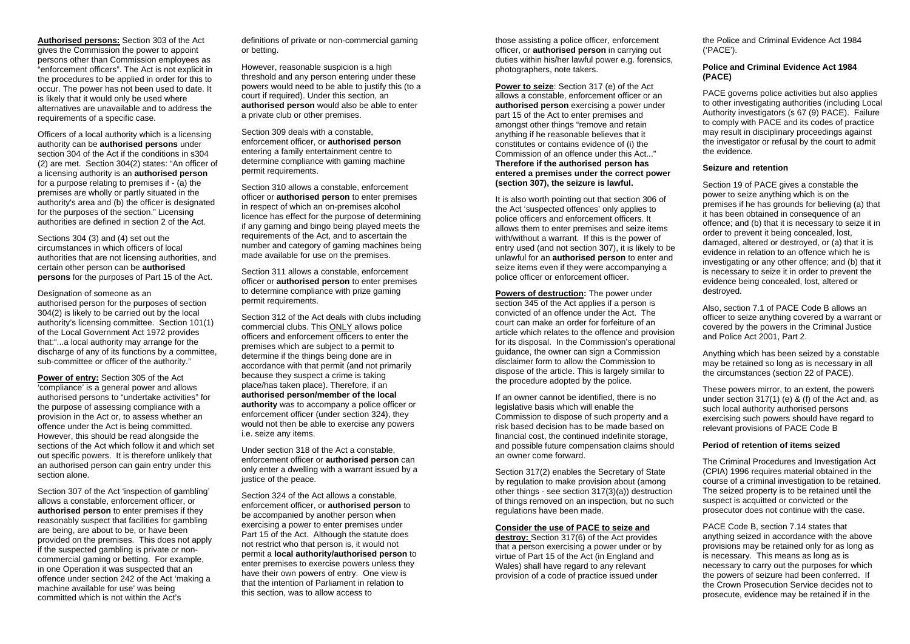**Authorised persons:** Section 303 of the Act gives the Commission the power to appoint persons other than Commission employees as "enforcement officers". The Act is not explicit in the procedures to be applied in order for this to occur. The power has not been used to date. It is likely that it would only be used where alternatives are unavailable and to address the requirements of a specific case.

Officers of a local authority which is a licensing authority can be **authorised persons** under section 304 of the Act if the conditions in s304 (2) are met. Section 304(2) states: "An officer of a licensing authority is an **authorised person** for a purpose relating to premises if - (a) the premises are wholly or partly situated in the authority's area and (b) the officer is designated for the purposes of the section." Licensing authorities are defined in section 2 of the Act.

Sections 304 (3) and (4) set out the circumstances in which officers of local authorities that are not licensing authorities, and certain other person can be **authorised persons** for the purposes of Part 15 of the Act.

Designation of someone as an authorised person for the purposes of section 304(2) is likely to be carried out by the local authority's licensing committee. Section 101(1) of the Local Government Act 1972 provides that:"...a local authority may arrange for the discharge of any of its functions by a committee, sub-committee or officer of the authority."

**Power of entry:** Section 305 of the Act 'compliance' is a general power and allows authorised persons to "undertake activities" for the purpose of assessing compliance with a provision in the Act or, to assess whether an offence under the Act is being committed. However, this should be read alongside the sections of the Act which follow it and which set out specific powers. It is therefore unlikely that an authorised person can gain entry under this section alone.

Section 307 of the Act 'inspection of gambling' allows a constable, enforcement officer, or **authorised person** to enter premises if they reasonably suspect that facilities for gambling are being, are about to be, or have been provided on the premises. This does not apply if the suspected gambling is private or non-commercial gaming or betting. For example, in one Operation it was suspected that an offence under section 242 of the Act 'making a machine available for use' was being committed which is not within the Act's definitions of private or non-commercial gaming or betting.

However, reasonable suspicion is a high threshold and any person entering under these powers would need to be able to justify this (to a court if required). Under this section, an **authorised person** would also be able to enter a private club or other premises.

Section 309 deals with a constable, enforcement officer, or **authorised person** entering a family entertainment centre to determine compliance with gaming machine permit requirements.

Section 310 allows a constable, enforcement officer or **authorised person** to enter premises in respect of which an on-premises alcohol licence has effect for the purpose of determining if any gaming and bingo being played meets the requirements of the Act, and to ascertain the number and category of gaming machines being made available for use on the premises.

Section 311 allows a constable, enforcement officer or **authorised person** to enter premises to determine compliance with prize gaming permit requirements.

Section 312 of the Act deals with clubs including commercial clubs. This ONLY allows police officers and enforcement officers to enter the premises which are subject to a permit to determine if the things being done are in accordance with that permit (and not primarily because they suspect a crime is taking place/has taken place). Therefore, if an **authorised person/member of the local authority** was to accompany a police officer or enforcement officer (under section 324), they would not then be able to exercise any powers i.e. seize any items.

Under section 318 of the Act a constable, enforcement officer or **authorised person** can only enter a dwelling with a warrant issued by a justice of the peace.

Section 324 of the Act allows a constable, enforcement officer, or **authorised person** to be accompanied by another person when exercising a power to enter premises under Part 15 of the Act. Although the statute does not restrict who that person is, it would not permit a **local authority/authorised person** to enter premises to exercise powers unless they have their own powers of entry. One view is that the intention of Parliament in relation to this section, was to allow access to those assisting a police officer, enforcement officer, or **authorised person** in carrying out duties within his/her lawful power e.g. forensics, photographers, note takers.

**Power to seize**: Section 317 (e) of the Act allows a constable, enforcement officer or an **authorised person** exercising a power under part 15 of the Act to enter premises and amongst other things "remove and retain anything if he reasonable believes that it constitutes or contains evidence of (i) the Commission of an offence under this Act..." **Therefore if the authorised person has entered a premises under the correct power (section 307), the seizure is lawful.**

It is also worth pointing out that section 306 of the Act 'suspected offences' only applies to police officers and enforcement officers. It allows them to enter premises and seize items with/without a warrant. If this is the power of entry used (and not section 307), it is likely to be unlawful for an **authorised person** to enter and seize items even if they were accompanying a police officer or enforcement officer.

**Powers of destruction:** The power under section 345 of the Act applies if a person is convicted of an offence under the Act. The court can make an order for forfeiture of an article which relates to the offence and provision for its disposal. In the Commission's operational guidance, the owner can sign a Commission disclaimer form to allow the Commission to dispose of the article. This is largely similar to the procedure adopted by the police.

If an owner cannot be identified, there is no legislative basis which will enable the Commission to dispose of such property and a risk based decision has to be made based on financial cost, the continued indefinite storage, and possible future compensation claims should an owner come forward.

Section 317(2) enables the Secretary of State by regulation to make provision about (among other things - see section 317(3)(a)) destruction of things removed on an inspection, but no such regulations have been made.

**Consider the use of PACE to seize and destroy:** Section 317(6) of the Act provides that a person exercising a power under or by virtue of Part 15 of the Act (in England and Wales) shall have regard to any relevant provision of a code of practice issued under the Police and Criminal Evidence Act 1984 ('PACE').

### Police and Criminal Evidence Act 1984 (PACE)

PACE governs police activities but also applies to other investigating authorities (including Local Authority investigators (s 67 (9) PACE). Failure to comply with PACE and its codes of practice may result in disciplinary proceedings against the investigator or refusal by the court to admit the evidence.

### Seizure and retention

Section 19 of PACE gives a constable the power to seize anything which is on the premises if he has grounds for believing (a) that it has been obtained in consequence of an offence; and (b) that it is necessary to seize it in order to prevent it being concealed, lost, damaged, altered or destroyed, or (a) that it is evidence in relation to an offence which he is investigating or any other offence; and (b) that it is necessary to seize it in order to prevent the evidence being concealed, lost, altered or destroyed.

Also, section 7.1 of PACE Code B allows an officer to seize anything covered by a warrant or covered by the powers in the Criminal Justice and Police Act 2001, Part 2.

Anything which has been seized by a constable may be retained so long as is necessary in all the circumstances (section 22 of PACE).

These powers mirror, to an extent, the powers under section 317(1) (e) & (f) of the Act and, as such local authority authorised persons exercising such powers should have regard to relevant provisions of PACE Code B

### Period of retention of items seized

The Criminal Procedures and Investigation Act (CPIA) 1996 requires material obtained in the course of a criminal investigation to be retained. The seized property is to be retained until the suspect is acquitted or convicted or the prosecutor does not continue with the case.

PACE Code B, section 7.14 states that anything seized in accordance with the above provisions may be retained only for as long as is necessary. This means as long as is necessary to carry out the purposes for which the powers of seizure had been conferred. If the Crown Prosecution Service decides not to prosecute, evidence may be retained if in the